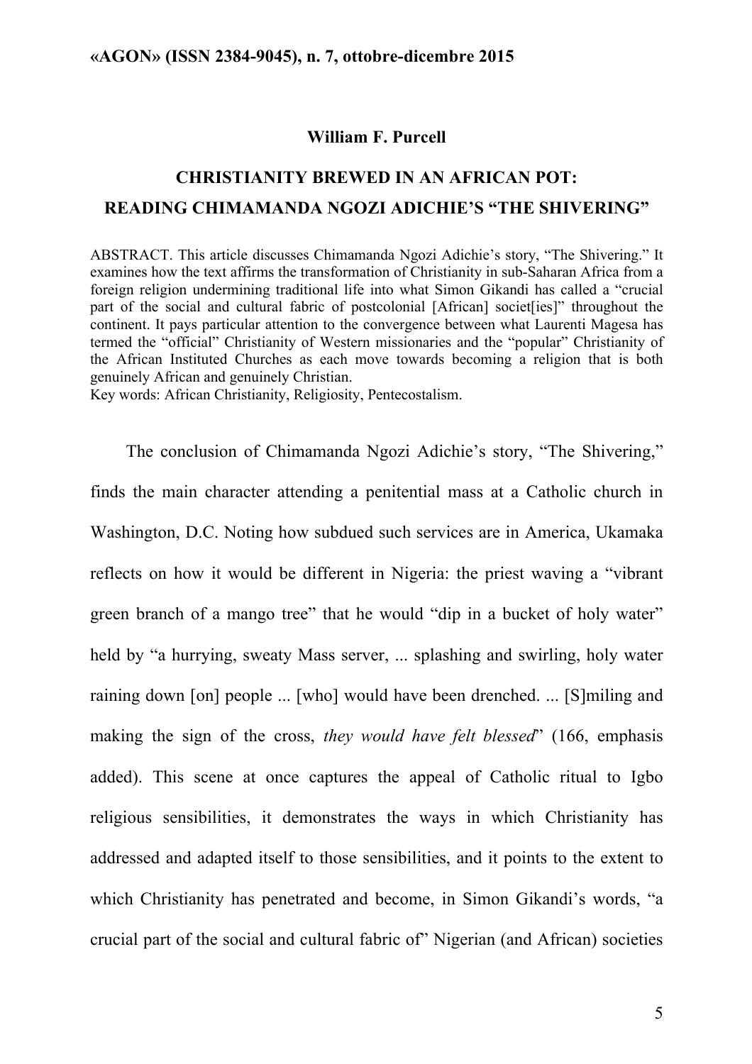**William F. Purcell**

# CHRISTIANITY BREWED IN AN AFRICAN POT: READING CHIMAMANDA NGOZI ADICHIE'S "THE SHIVERING"

ABSTRACT. This article discusses Chimamanda Ngozi Adichie's story, "The Shivering." It examines how the text affirms the transformation of Christianity in sub-Saharan Africa from a foreign religion undermining traditional life into what Simon Gikandi has called a "crucial part of the social and cultural fabric of postcolonial [African] societ[ies]" throughout the continent. It pays particular attention to the convergence between what Laurenti Magesa has termed the "official" Christianity of Western missionaries and the "popular" Christianity of the African Instituted Churches as each move towards becoming a religion that is both genuinely African and genuinely Christian.

Key words: African Christianity, Religiosity, Pentecostalism.

The conclusion of Chimamanda Ngozi Adichie's story, "The Shivering," finds the main character attending a penitential mass at a Catholic church in Washington, D.C. Noting how subdued such services are in America, Ukamaka reflects on how it would be different in Nigeria: the priest waving a "vibrant green branch of a mango tree" that he would "dip in a bucket of holy water" held by "a hurrying, sweaty Mass server, ... splashing and swirling, holy water raining down [on] people ... [who] would have been drenched. ... [S]miling and making the sign of the cross, *they would have felt blessed*" (166, emphasis added). This scene at once captures the appeal of Catholic ritual to Igbo religious sensibilities, it demonstrates the ways in which Christianity has addressed and adapted itself to those sensibilities, and it points to the extent to which Christianity has penetrated and become, in Simon Gikandi's words, "a crucial part of the social and cultural fabric of" Nigerian (and African) societies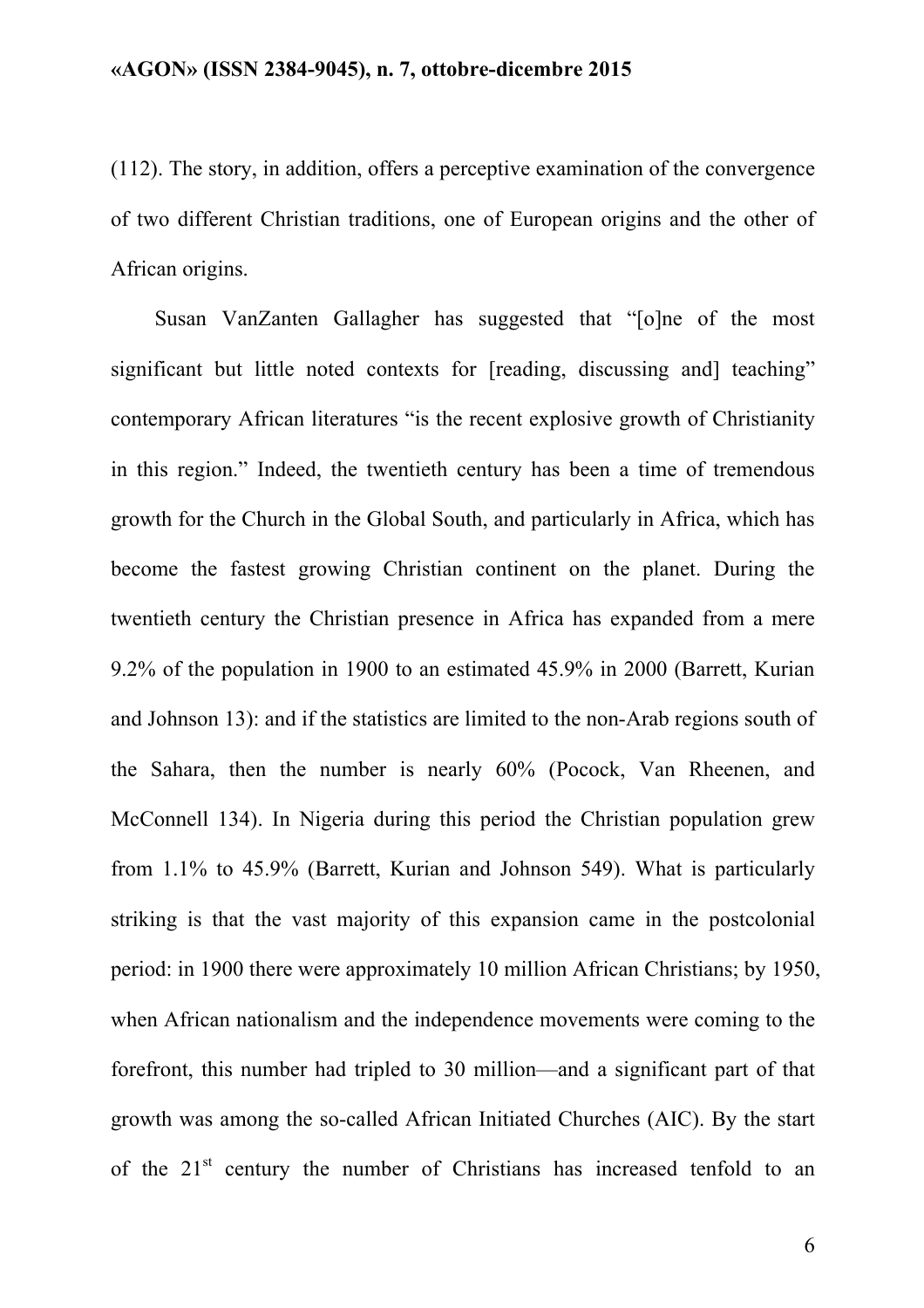(112). The story, in addition, offers a perceptive examination of the convergence of two different Christian traditions, one of European origins and the other of African origins.

Susan VanZanten Gallagher has suggested that "[o]ne of the most significant but little noted contexts for [reading, discussing and] teaching" contemporary African literatures "is the recent explosive growth of Christianity in this region." Indeed, the twentieth century has been a time of tremendous growth for the Church in the Global South, and particularly in Africa, which has become the fastest growing Christian continent on the planet. During the twentieth century the Christian presence in Africa has expanded from a mere 9.2% of the population in 1900 to an estimated 45.9% in 2000 (Barrett, Kurian and Johnson 13): and if the statistics are limited to the non-Arab regions south of the Sahara, then the number is nearly 60% (Pocock, Van Rheenen, and McConnell 134). In Nigeria during this period the Christian population grew from 1.1% to 45.9% (Barrett, Kurian and Johnson 549). What is particularly striking is that the vast majority of this expansion came in the postcolonial period: in 1900 there were approximately 10 million African Christians; by 1950, when African nationalism and the independence movements were coming to the forefront, this number had tripled to 30 million—and a significant part of that growth was among the so-called African Initiated Churches (AIC). By the start of the 21st century the number of Christians has increased tenfold to an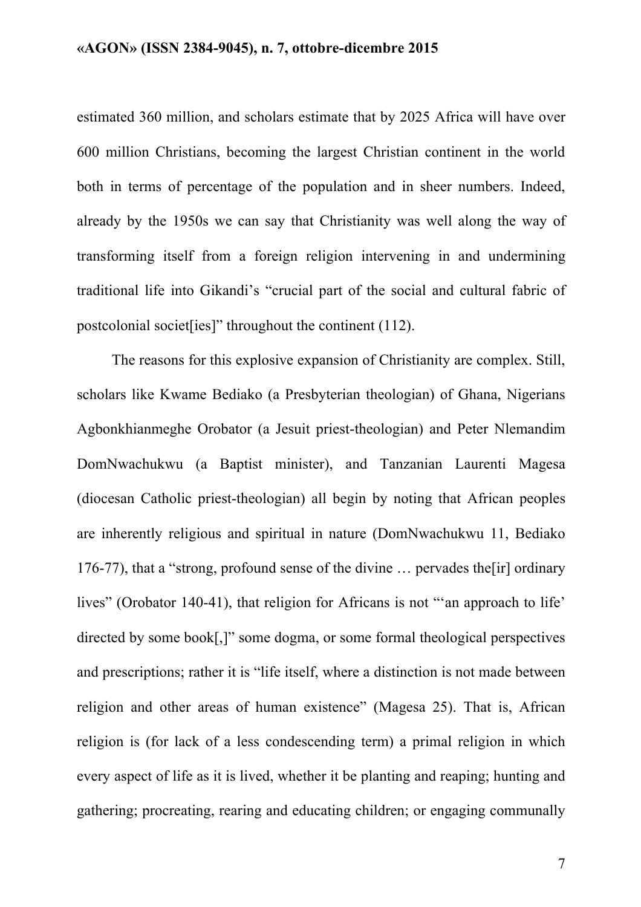estimated 360 million, and scholars estimate that by 2025 Africa will have over 600 million Christians, becoming the largest Christian continent in the world both in terms of percentage of the population and in sheer numbers. Indeed, already by the 1950s we can say that Christianity was well along the way of transforming itself from a foreign religion intervening in and undermining traditional life into Gikandi's "crucial part of the social and cultural fabric of postcolonial societ[ies]" throughout the continent (112).

The reasons for this explosive expansion of Christianity are complex. Still, scholars like Kwame Bediako (a Presbyterian theologian) of Ghana, Nigerians Agbonkhianmeghe Orobator (a Jesuit priest-theologian) and Peter Nlemandim DomNwachukwu (a Baptist minister), and Tanzanian Laurenti Magesa (diocesan Catholic priest-theologian) all begin by noting that African peoples are inherently religious and spiritual in nature (DomNwachukwu 11, Bediako 176-77), that a "strong, profound sense of the divine … pervades the[ir] ordinary lives" (Orobator 140-41), that religion for Africans is not "'an approach to life' directed by some book[,]" some dogma, or some formal theological perspectives and prescriptions; rather it is "life itself, where a distinction is not made between religion and other areas of human existence" (Magesa 25). That is, African religion is (for lack of a less condescending term) a primal religion in which every aspect of life as it is lived, whether it be planting and reaping; hunting and gathering; procreating, rearing and educating children; or engaging communally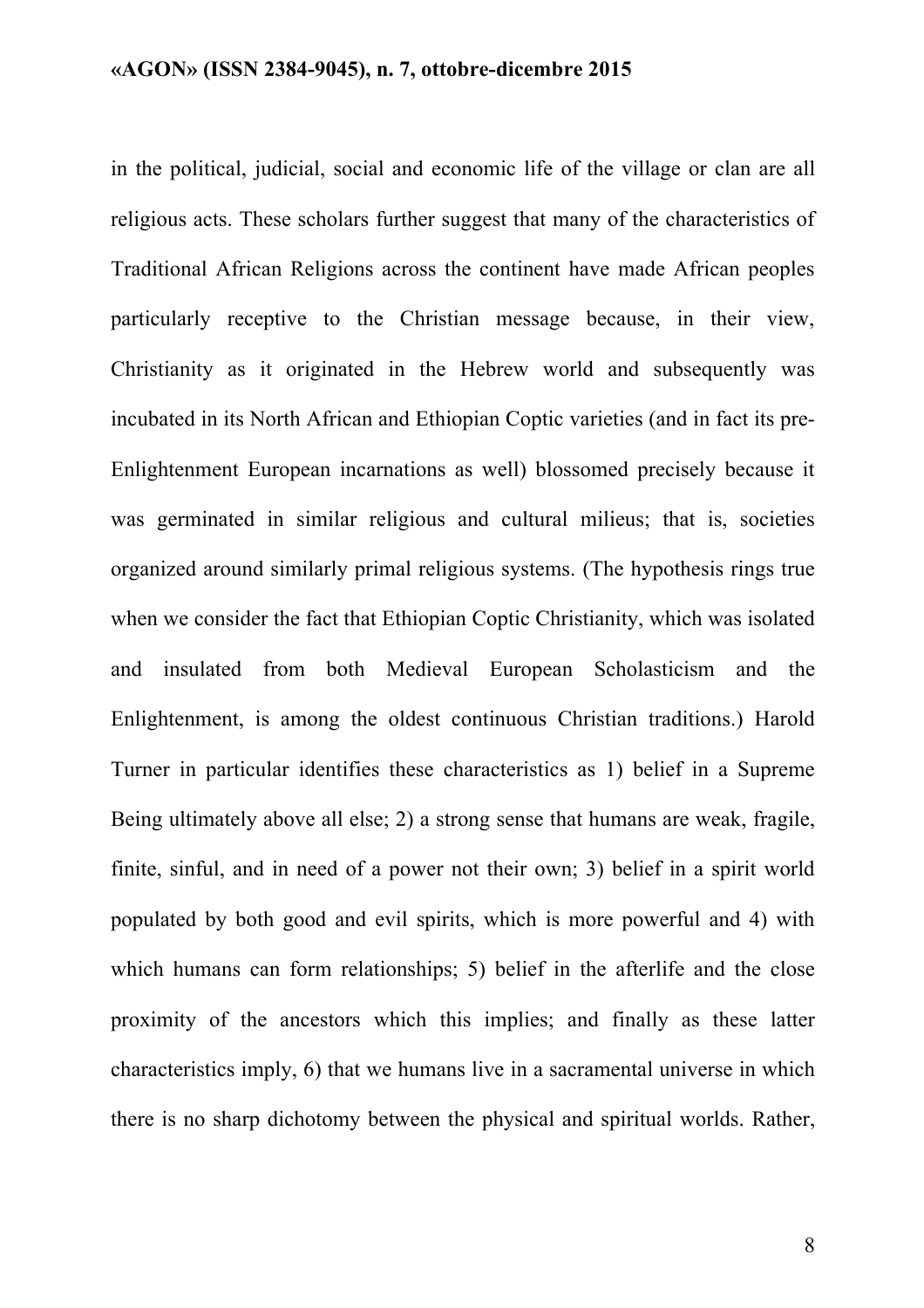in the political, judicial, social and economic life of the village or clan are all religious acts. These scholars further suggest that many of the characteristics of Traditional African Religions across the continent have made African peoples particularly receptive to the Christian message because, in their view, Christianity as it originated in the Hebrew world and subsequently was incubated in its North African and Ethiopian Coptic varieties (and in fact its pre-Enlightenment European incarnations as well) blossomed precisely because it was germinated in similar religious and cultural milieus; that is, societies organized around similarly primal religious systems. (The hypothesis rings true when we consider the fact that Ethiopian Coptic Christianity, which was isolated and insulated from both Medieval European Scholasticism and the Enlightenment, is among the oldest continuous Christian traditions.) Harold Turner in particular identifies these characteristics as 1) belief in a Supreme Being ultimately above all else; 2) a strong sense that humans are weak, fragile, finite, sinful, and in need of a power not their own; 3) belief in a spirit world populated by both good and evil spirits, which is more powerful and 4) with which humans can form relationships; 5) belief in the afterlife and the close proximity of the ancestors which this implies; and finally as these latter characteristics imply, 6) that we humans live in a sacramental universe in which there is no sharp dichotomy between the physical and spiritual worlds. Rather,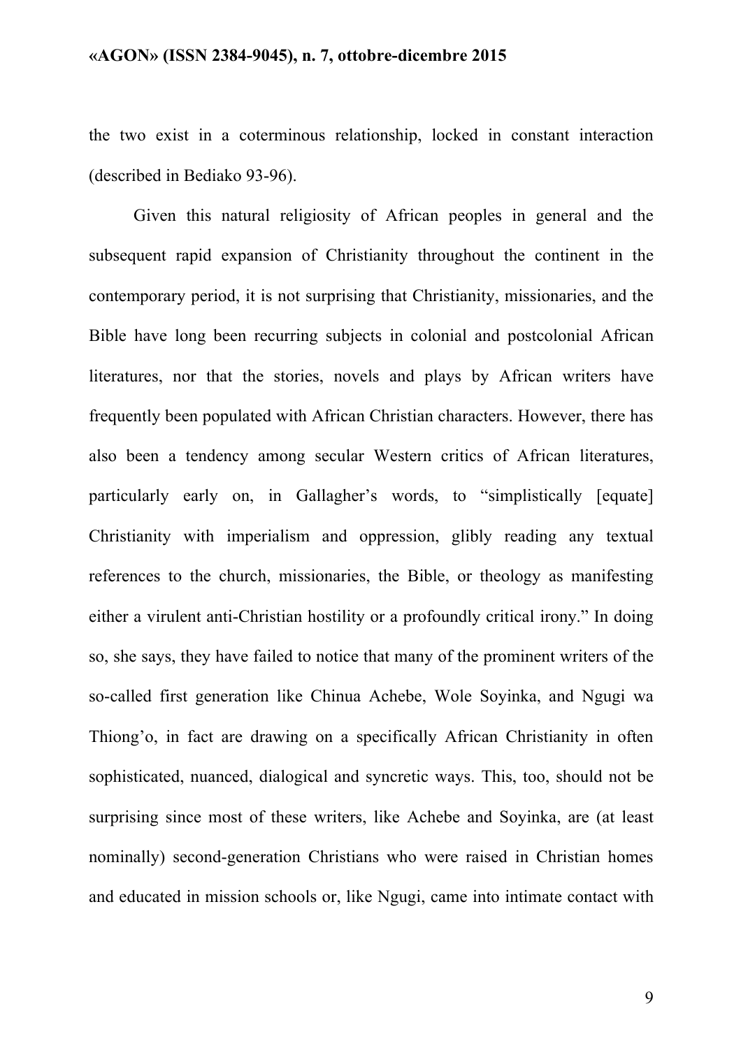the two exist in a coterminous relationship, locked in constant interaction (described in Bediako 93-96).

Given this natural religiosity of African peoples in general and the subsequent rapid expansion of Christianity throughout the continent in the contemporary period, it is not surprising that Christianity, missionaries, and the Bible have long been recurring subjects in colonial and postcolonial African literatures, nor that the stories, novels and plays by African writers have frequently been populated with African Christian characters. However, there has also been a tendency among secular Western critics of African literatures, particularly early on, in Gallagher's words, to "simplistically [equate] Christianity with imperialism and oppression, glibly reading any textual references to the church, missionaries, the Bible, or theology as manifesting either a virulent anti-Christian hostility or a profoundly critical irony." In doing so, she says, they have failed to notice that many of the prominent writers of the so-called first generation like Chinua Achebe, Wole Soyinka, and Ngugi wa Thiong'o, in fact are drawing on a specifically African Christianity in often sophisticated, nuanced, dialogical and syncretic ways. This, too, should not be surprising since most of these writers, like Achebe and Soyinka, are (at least nominally) second-generation Christians who were raised in Christian homes and educated in mission schools or, like Ngugi, came into intimate contact with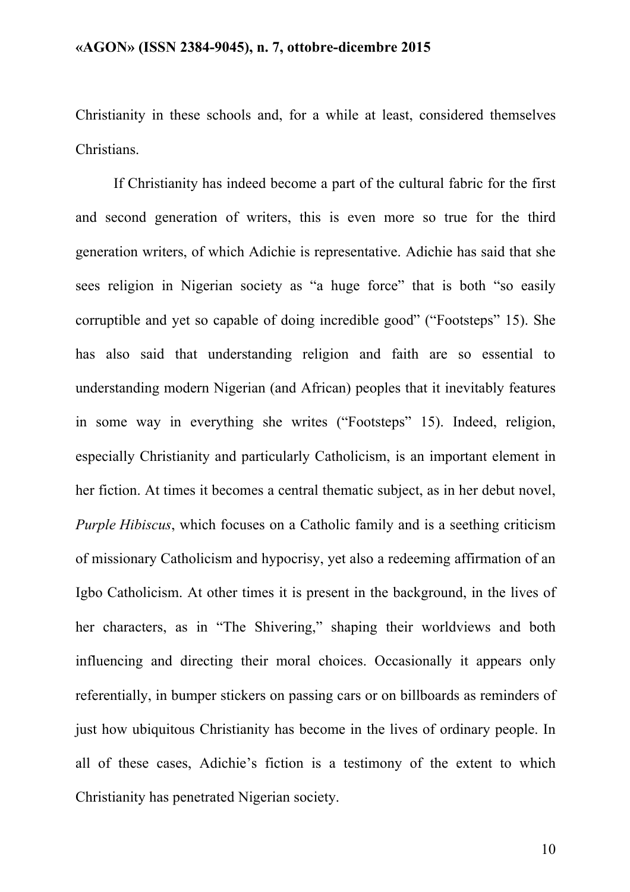Christianity in these schools and, for a while at least, considered themselves Christians.

If Christianity has indeed become a part of the cultural fabric for the first and second generation of writers, this is even more so true for the third generation writers, of which Adichie is representative. Adichie has said that she sees religion in Nigerian society as “a huge force” that is both “so easily corruptible and yet so capable of doing incredible good” (“Footsteps” 15). She has also said that understanding religion and faith are so essential to understanding modern Nigerian (and African) peoples that it inevitably features in some way in everything she writes (“Footsteps” 15). Indeed, religion, especially Christianity and particularly Catholicism, is an important element in her fiction. At times it becomes a central thematic subject, as in her debut novel, *Purple Hibiscus*, which focuses on a Catholic family and is a seething criticism of missionary Catholicism and hypocrisy, yet also a redeeming affirmation of an Igbo Catholicism. At other times it is present in the background, in the lives of her characters, as in “The Shivering,” shaping their worldviews and both influencing and directing their moral choices. Occasionally it appears only referentially, in bumper stickers on passing cars or on billboards as reminders of just how ubiquitous Christianity has become in the lives of ordinary people. In all of these cases, Adichie’s fiction is a testimony of the extent to which Christianity has penetrated Nigerian society.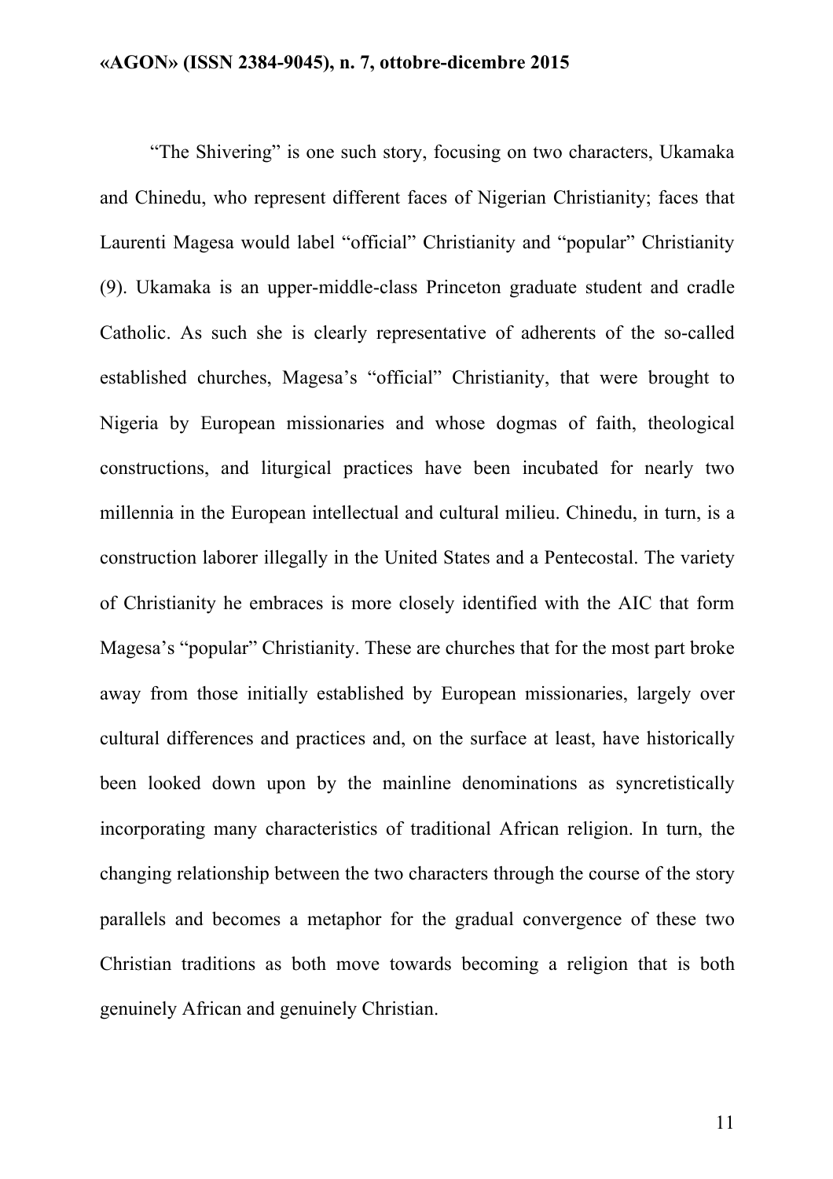"The Shivering" is one such story, focusing on two characters, Ukamaka and Chinedu, who represent different faces of Nigerian Christianity; faces that Laurenti Magesa would label "official" Christianity and "popular" Christianity (9). Ukamaka is an upper-middle-class Princeton graduate student and cradle Catholic. As such she is clearly representative of adherents of the so-called established churches, Magesa's "official" Christianity, that were brought to Nigeria by European missionaries and whose dogmas of faith, theological constructions, and liturgical practices have been incubated for nearly two millennia in the European intellectual and cultural milieu. Chinedu, in turn, is a construction laborer illegally in the United States and a Pentecostal. The variety of Christianity he embraces is more closely identified with the AIC that form Magesa's "popular" Christianity. These are churches that for the most part broke away from those initially established by European missionaries, largely over cultural differences and practices and, on the surface at least, have historically been looked down upon by the mainline denominations as syncretistically incorporating many characteristics of traditional African religion. In turn, the changing relationship between the two characters through the course of the story parallels and becomes a metaphor for the gradual convergence of these two Christian traditions as both move towards becoming a religion that is both genuinely African and genuinely Christian.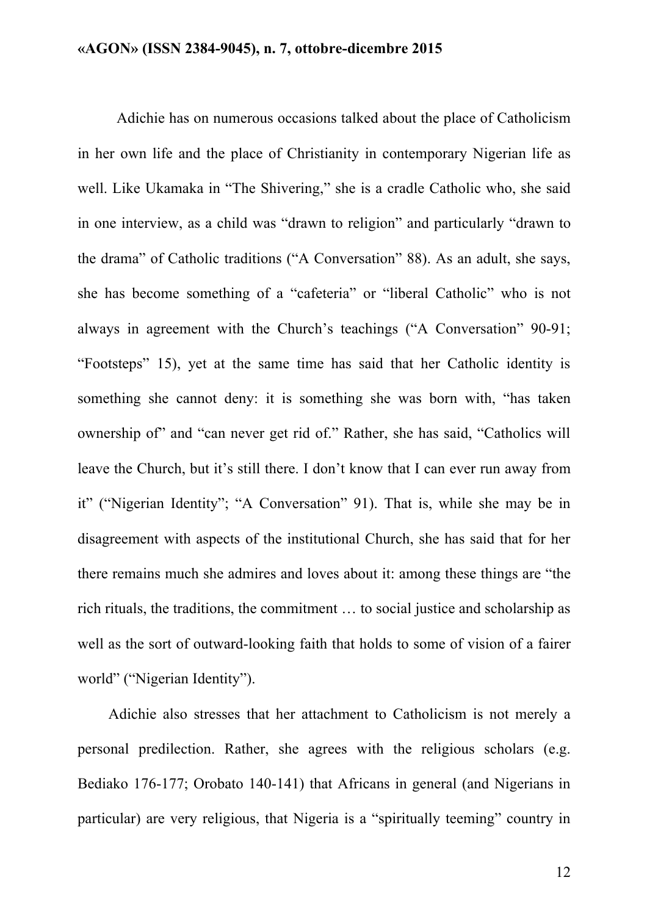Adichie has on numerous occasions talked about the place of Catholicism in her own life and the place of Christianity in contemporary Nigerian life as well. Like Ukamaka in "The Shivering," she is a cradle Catholic who, she said in one interview, as a child was "drawn to religion" and particularly "drawn to the drama" of Catholic traditions ("A Conversation" 88). As an adult, she says, she has become something of a "cafeteria" or "liberal Catholic" who is not always in agreement with the Church's teachings ("A Conversation" 90-91; "Footsteps" 15), yet at the same time has said that her Catholic identity is something she cannot deny: it is something she was born with, "has taken ownership of" and "can never get rid of." Rather, she has said, "Catholics will leave the Church, but it's still there. I don't know that I can ever run away from it" ("Nigerian Identity"; "A Conversation" 91). That is, while she may be in disagreement with aspects of the institutional Church, she has said that for her there remains much she admires and loves about it: among these things are "the rich rituals, the traditions, the commitment … to social justice and scholarship as well as the sort of outward-looking faith that holds to some of vision of a fairer world" ("Nigerian Identity").

Adichie also stresses that her attachment to Catholicism is not merely a personal predilection. Rather, she agrees with the religious scholars (e.g. Bediako 176-177; Orobato 140-141) that Africans in general (and Nigerians in particular) are very religious, that Nigeria is a "spiritually teeming" country in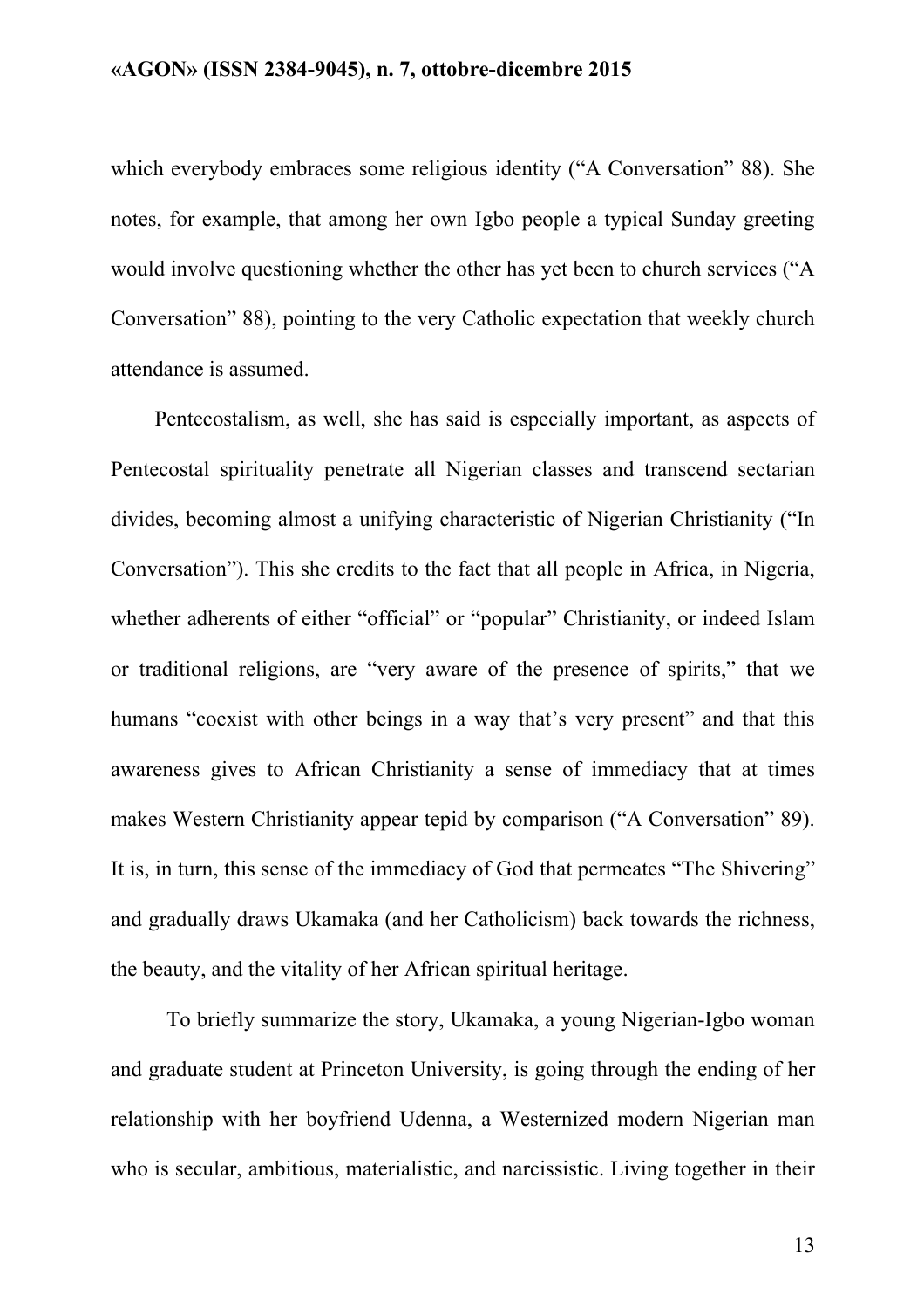which everybody embraces some religious identity ("A Conversation" 88). She notes, for example, that among her own Igbo people a typical Sunday greeting would involve questioning whether the other has yet been to church services ("A Conversation" 88), pointing to the very Catholic expectation that weekly church attendance is assumed.

Pentecostalism, as well, she has said is especially important, as aspects of Pentecostal spirituality penetrate all Nigerian classes and transcend sectarian divides, becoming almost a unifying characteristic of Nigerian Christianity ("In Conversation"). This she credits to the fact that all people in Africa, in Nigeria, whether adherents of either "official" or "popular" Christianity, or indeed Islam or traditional religions, are "very aware of the presence of spirits," that we humans "coexist with other beings in a way that's very present" and that this awareness gives to African Christianity a sense of immediacy that at times makes Western Christianity appear tepid by comparison ("A Conversation" 89). It is, in turn, this sense of the immediacy of God that permeates "The Shivering" and gradually draws Ukamaka (and her Catholicism) back towards the richness, the beauty, and the vitality of her African spiritual heritage.

To briefly summarize the story, Ukamaka, a young Nigerian-Igbo woman and graduate student at Princeton University, is going through the ending of her relationship with her boyfriend Udenna, a Westernized modern Nigerian man who is secular, ambitious, materialistic, and narcissistic. Living together in their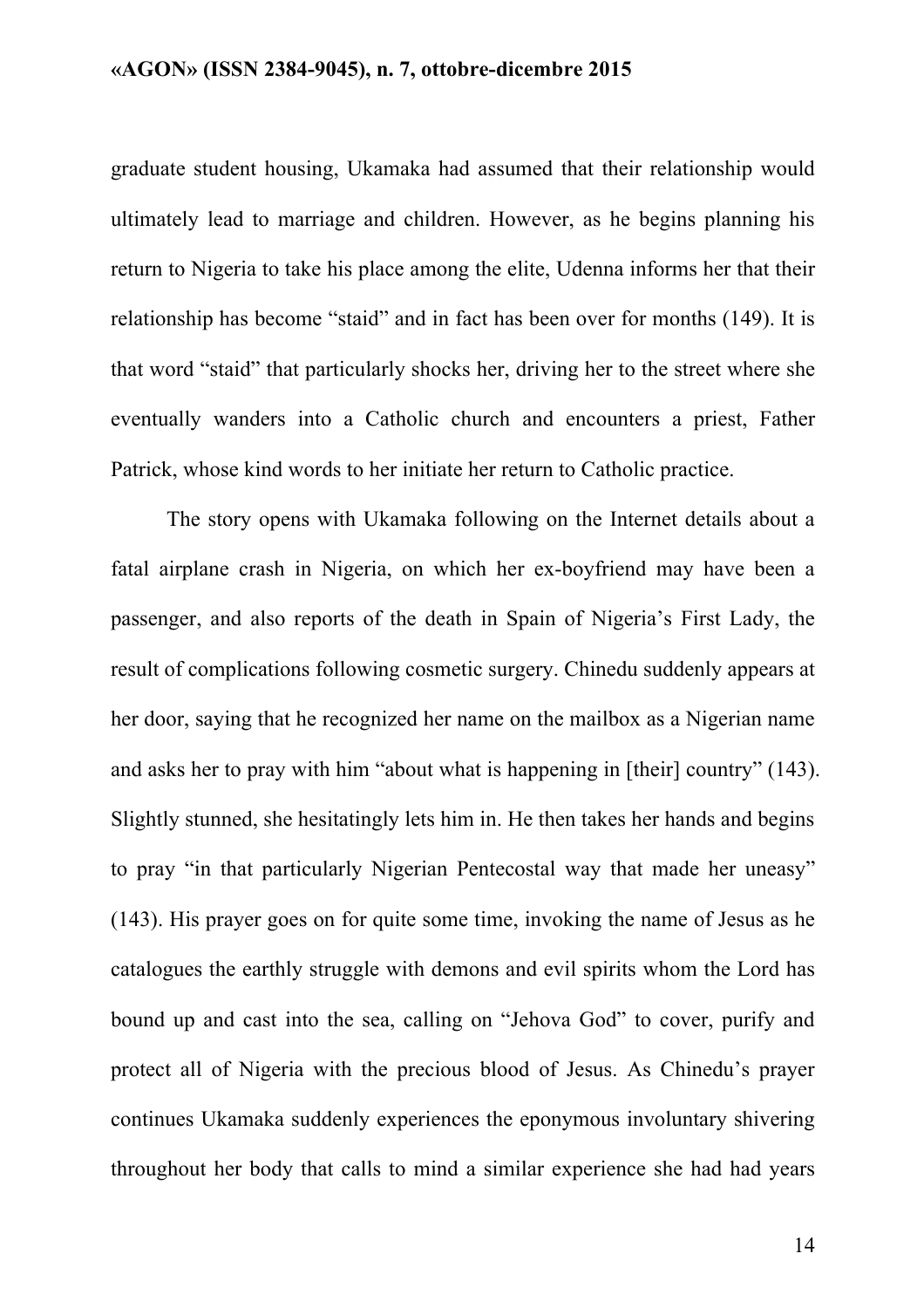graduate student housing, Ukamaka had assumed that their relationship would ultimately lead to marriage and children. However, as he begins planning his return to Nigeria to take his place among the elite, Udenna informs her that their relationship has become "staid" and in fact has been over for months (149). It is that word "staid" that particularly shocks her, driving her to the street where she eventually wanders into a Catholic church and encounters a priest, Father Patrick, whose kind words to her initiate her return to Catholic practice.

The story opens with Ukamaka following on the Internet details about a fatal airplane crash in Nigeria, on which her ex-boyfriend may have been a passenger, and also reports of the death in Spain of Nigeria's First Lady, the result of complications following cosmetic surgery. Chinedu suddenly appears at her door, saying that he recognized her name on the mailbox as a Nigerian name and asks her to pray with him "about what is happening in [their] country" (143). Slightly stunned, she hesitatingly lets him in. He then takes her hands and begins to pray "in that particularly Nigerian Pentecostal way that made her uneasy" (143). His prayer goes on for quite some time, invoking the name of Jesus as he catalogues the earthly struggle with demons and evil spirits whom the Lord has bound up and cast into the sea, calling on "Jehova God" to cover, purify and protect all of Nigeria with the precious blood of Jesus. As Chinedu's prayer continues Ukamaka suddenly experiences the eponymous involuntary shivering throughout her body that calls to mind a similar experience she had had years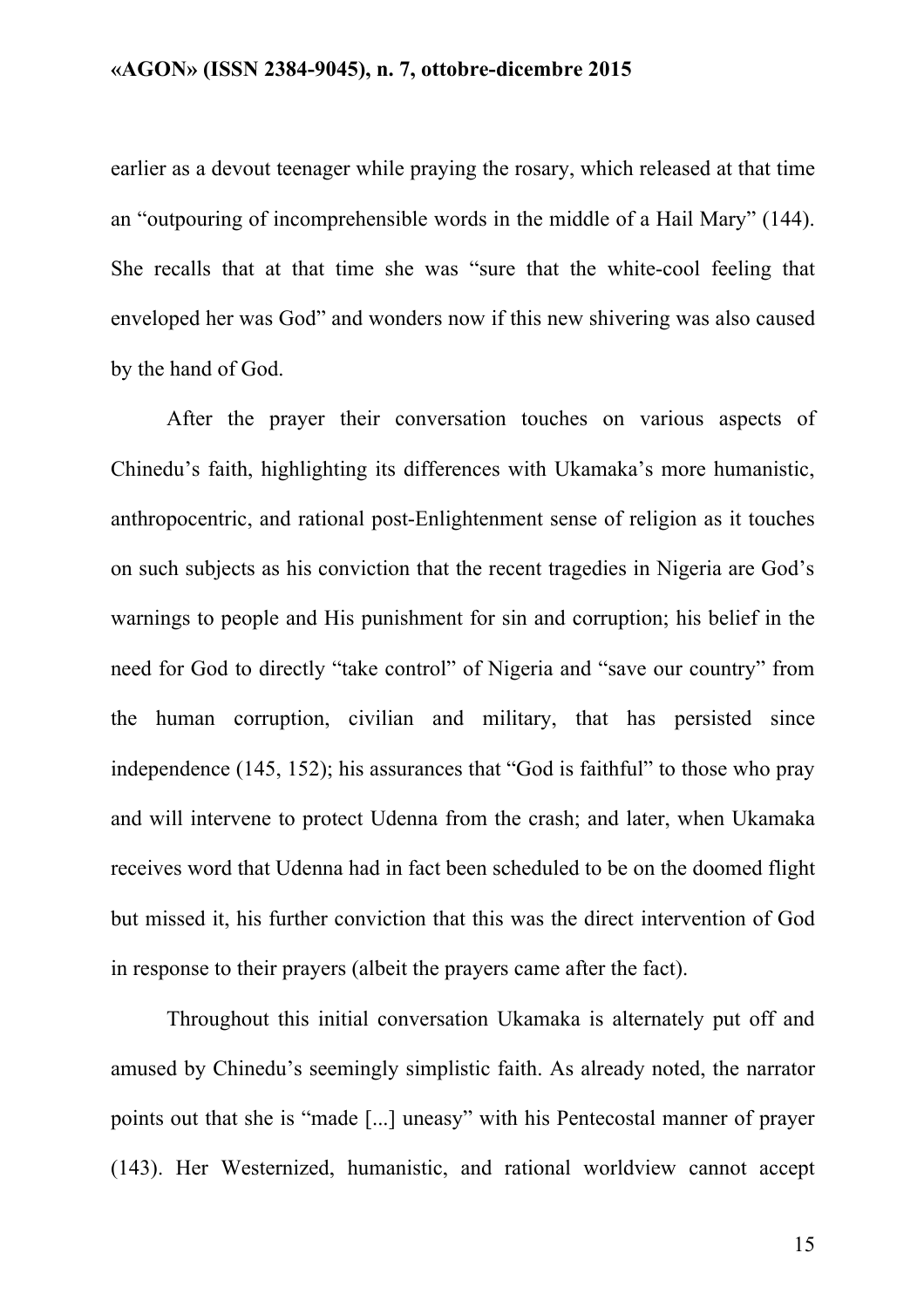earlier as a devout teenager while praying the rosary, which released at that time an "outpouring of incomprehensible words in the middle of a Hail Mary" (144). She recalls that at that time she was "sure that the white-cool feeling that enveloped her was God" and wonders now if this new shivering was also caused by the hand of God.

After the prayer their conversation touches on various aspects of Chinedu's faith, highlighting its differences with Ukamaka's more humanistic, anthropocentric, and rational post-Enlightenment sense of religion as it touches on such subjects as his conviction that the recent tragedies in Nigeria are God's warnings to people and His punishment for sin and corruption; his belief in the need for God to directly "take control" of Nigeria and "save our country" from the human corruption, civilian and military, that has persisted since independence (145, 152); his assurances that "God is faithful" to those who pray and will intervene to protect Udenna from the crash; and later, when Ukamaka receives word that Udenna had in fact been scheduled to be on the doomed flight but missed it, his further conviction that this was the direct intervention of God in response to their prayers (albeit the prayers came after the fact).

Throughout this initial conversation Ukamaka is alternately put off and amused by Chinedu's seemingly simplistic faith. As already noted, the narrator points out that she is "made [...] uneasy" with his Pentecostal manner of prayer (143). Her Westernized, humanistic, and rational worldview cannot accept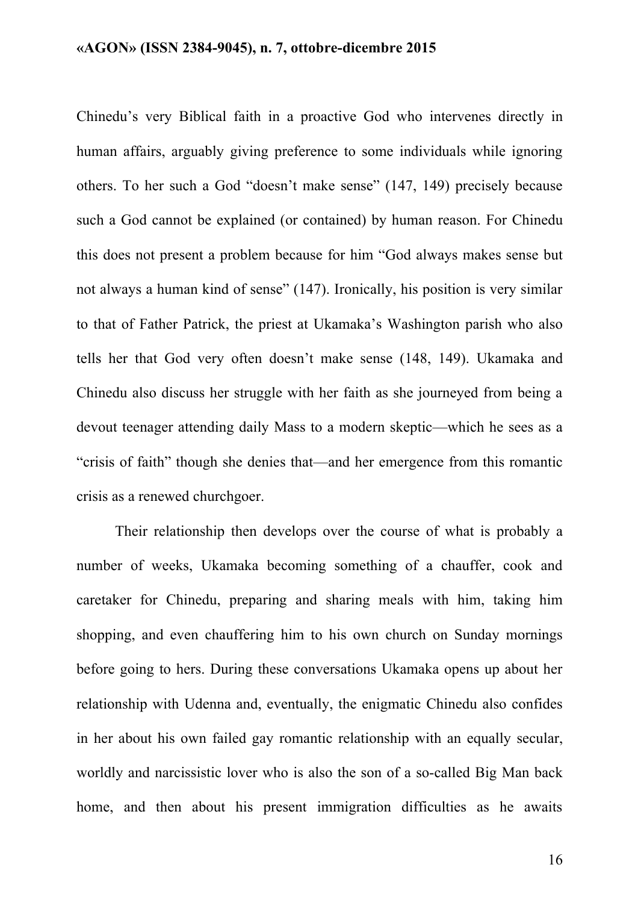Chinedu's very Biblical faith in a proactive God who intervenes directly in human affairs, arguably giving preference to some individuals while ignoring others. To her such a God "doesn't make sense" (147, 149) precisely because such a God cannot be explained (or contained) by human reason. For Chinedu this does not present a problem because for him "God always makes sense but not always a human kind of sense" (147). Ironically, his position is very similar to that of Father Patrick, the priest at Ukamaka's Washington parish who also tells her that God very often doesn't make sense (148, 149). Ukamaka and Chinedu also discuss her struggle with her faith as she journeyed from being a devout teenager attending daily Mass to a modern skeptic—which he sees as a "crisis of faith" though she denies that—and her emergence from this romantic crisis as a renewed churchgoer.

Their relationship then develops over the course of what is probably a number of weeks, Ukamaka becoming something of a chauffer, cook and caretaker for Chinedu, preparing and sharing meals with him, taking him shopping, and even chauffering him to his own church on Sunday mornings before going to hers. During these conversations Ukamaka opens up about her relationship with Udenna and, eventually, the enigmatic Chinedu also confides in her about his own failed gay romantic relationship with an equally secular, worldly and narcissistic lover who is also the son of a so-called Big Man back home, and then about his present immigration difficulties as he awaits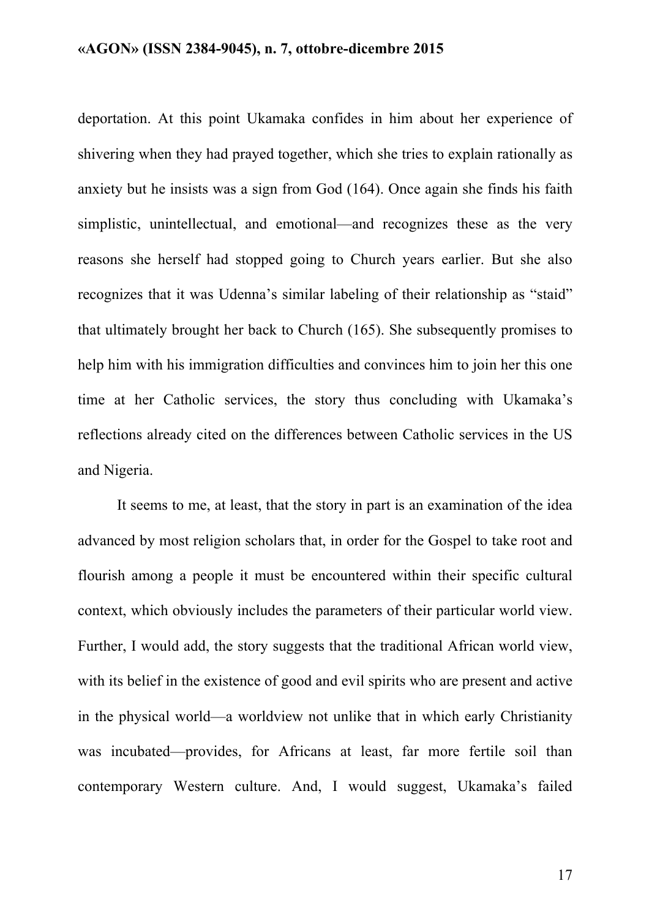deportation. At this point Ukamaka confides in him about her experience of shivering when they had prayed together, which she tries to explain rationally as anxiety but he insists was a sign from God (164). Once again she finds his faith simplistic, unintellectual, and emotional—and recognizes these as the very reasons she herself had stopped going to Church years earlier. But she also recognizes that it was Udenna's similar labeling of their relationship as "staid" that ultimately brought her back to Church (165). She subsequently promises to help him with his immigration difficulties and convinces him to join her this one time at her Catholic services, the story thus concluding with Ukamaka's reflections already cited on the differences between Catholic services in the US and Nigeria.

It seems to me, at least, that the story in part is an examination of the idea advanced by most religion scholars that, in order for the Gospel to take root and flourish among a people it must be encountered within their specific cultural context, which obviously includes the parameters of their particular world view. Further, I would add, the story suggests that the traditional African world view, with its belief in the existence of good and evil spirits who are present and active in the physical world—a worldview not unlike that in which early Christianity was incubated—provides, for Africans at least, far more fertile soil than contemporary Western culture. And, I would suggest, Ukamaka's failed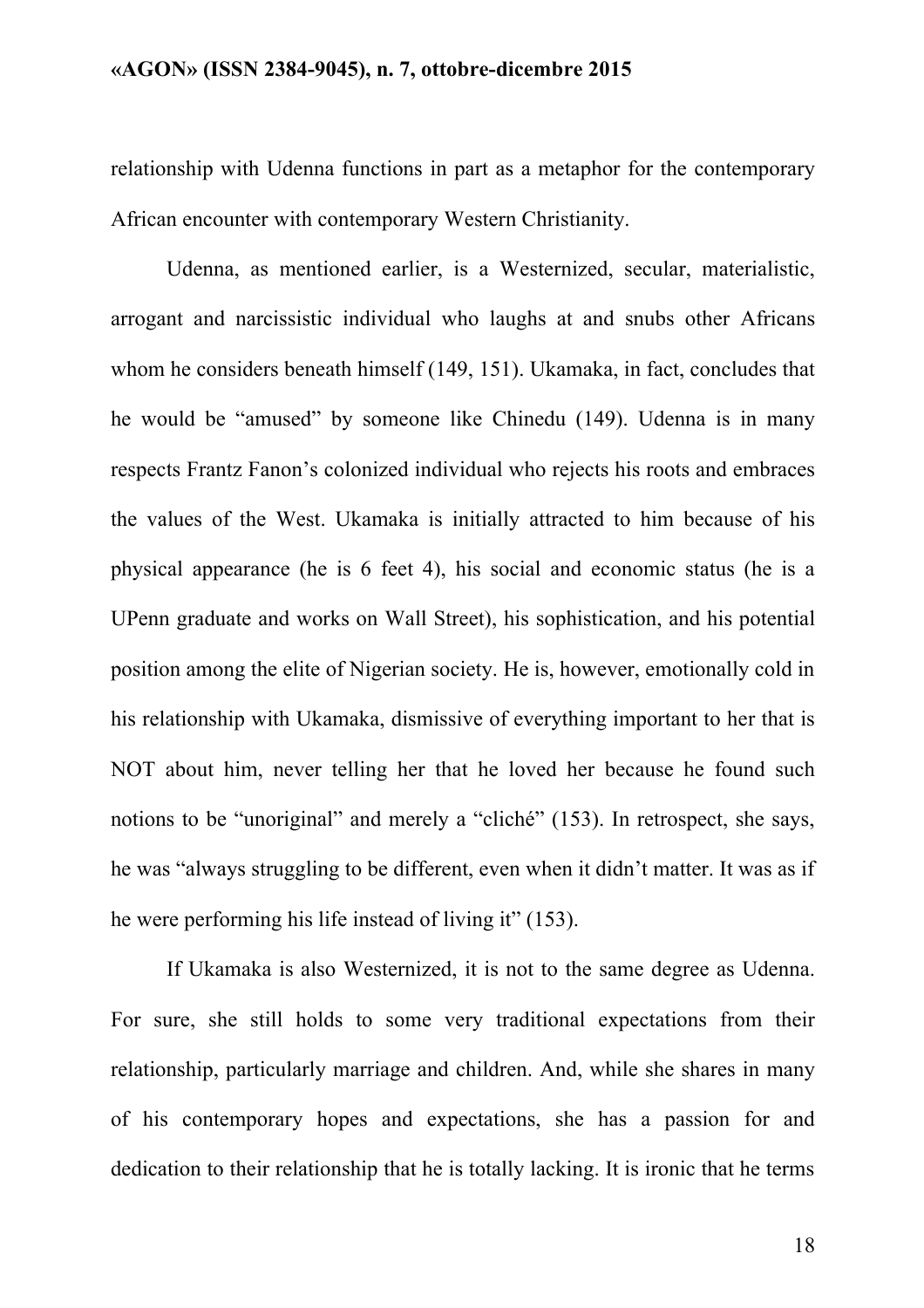relationship with Udenna functions in part as a metaphor for the contemporary African encounter with contemporary Western Christianity.

Udenna, as mentioned earlier, is a Westernized, secular, materialistic, arrogant and narcissistic individual who laughs at and snubs other Africans whom he considers beneath himself (149, 151). Ukamaka, in fact, concludes that he would be "amused" by someone like Chinedu (149). Udenna is in many respects Frantz Fanon's colonized individual who rejects his roots and embraces the values of the West. Ukamaka is initially attracted to him because of his physical appearance (he is 6 feet 4), his social and economic status (he is a UPenn graduate and works on Wall Street), his sophistication, and his potential position among the elite of Nigerian society. He is, however, emotionally cold in his relationship with Ukamaka, dismissive of everything important to her that is NOT about him, never telling her that he loved her because he found such notions to be "unoriginal" and merely a "cliché" (153). In retrospect, she says, he was "always struggling to be different, even when it didn't matter. It was as if he were performing his life instead of living it" (153).

If Ukamaka is also Westernized, it is not to the same degree as Udenna. For sure, she still holds to some very traditional expectations from their relationship, particularly marriage and children. And, while she shares in many of his contemporary hopes and expectations, she has a passion for and dedication to their relationship that he is totally lacking. It is ironic that he terms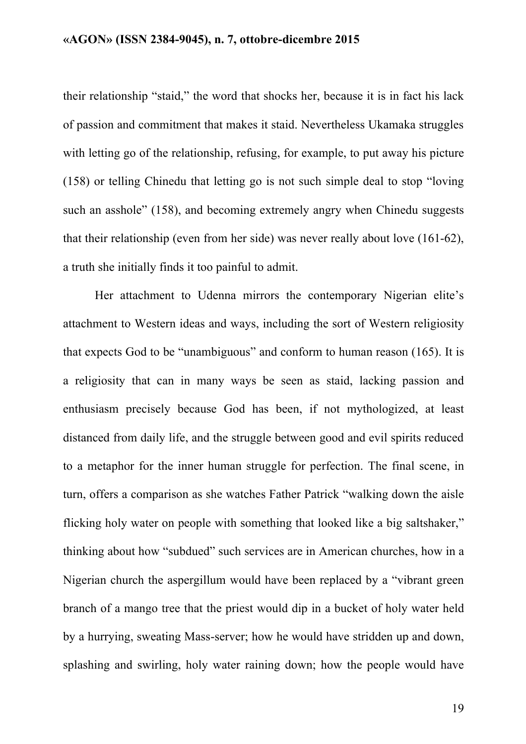their relationship “staid,” the word that shocks her, because it is in fact his lack of passion and commitment that makes it staid. Nevertheless Ukamaka struggles with letting go of the relationship, refusing, for example, to put away his picture (158) or telling Chinedu that letting go is not such simple deal to stop “loving such an asshole” (158), and becoming extremely angry when Chinedu suggests that their relationship (even from her side) was never really about love (161-62), a truth she initially finds it too painful to admit.

Her attachment to Udenna mirrors the contemporary Nigerian elite’s attachment to Western ideas and ways, including the sort of Western religiosity that expects God to be “unambiguous” and conform to human reason (165). It is a religiosity that can in many ways be seen as staid, lacking passion and enthusiasm precisely because God has been, if not mythologized, at least distanced from daily life, and the struggle between good and evil spirits reduced to a metaphor for the inner human struggle for perfection. The final scene, in turn, offers a comparison as she watches Father Patrick “walking down the aisle flicking holy water on people with something that looked like a big saltshaker,” thinking about how “subdued” such services are in American churches, how in a Nigerian church the aspergillum would have been replaced by a “vibrant green branch of a mango tree that the priest would dip in a bucket of holy water held by a hurrying, sweating Mass-server; how he would have stridden up and down, splashing and swirling, holy water raining down; how the people would have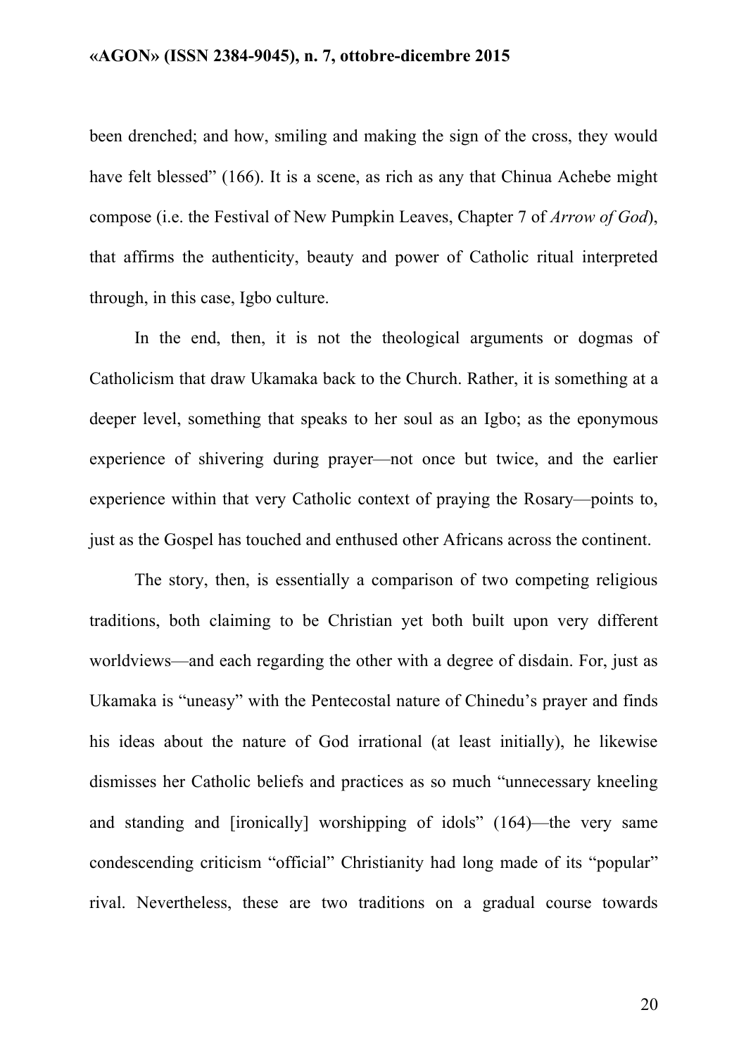been drenched; and how, smiling and making the sign of the cross, they would have felt blessed" (166). It is a scene, as rich as any that Chinua Achebe might compose (i.e. the Festival of New Pumpkin Leaves, Chapter 7 of *Arrow of God*), that affirms the authenticity, beauty and power of Catholic ritual interpreted through, in this case, Igbo culture.

In the end, then, it is not the theological arguments or dogmas of Catholicism that draw Ukamaka back to the Church. Rather, it is something at a deeper level, something that speaks to her soul as an Igbo; as the eponymous experience of shivering during prayer—not once but twice, and the earlier experience within that very Catholic context of praying the Rosary—points to, just as the Gospel has touched and enthused other Africans across the continent.

The story, then, is essentially a comparison of two competing religious traditions, both claiming to be Christian yet both built upon very different worldviews—and each regarding the other with a degree of disdain. For, just as Ukamaka is "uneasy" with the Pentecostal nature of Chinedu's prayer and finds his ideas about the nature of God irrational (at least initially), he likewise dismisses her Catholic beliefs and practices as so much "unnecessary kneeling and standing and [ironically] worshipping of idols" (164)—the very same condescending criticism "official" Christianity had long made of its "popular" rival. Nevertheless, these are two traditions on a gradual course towards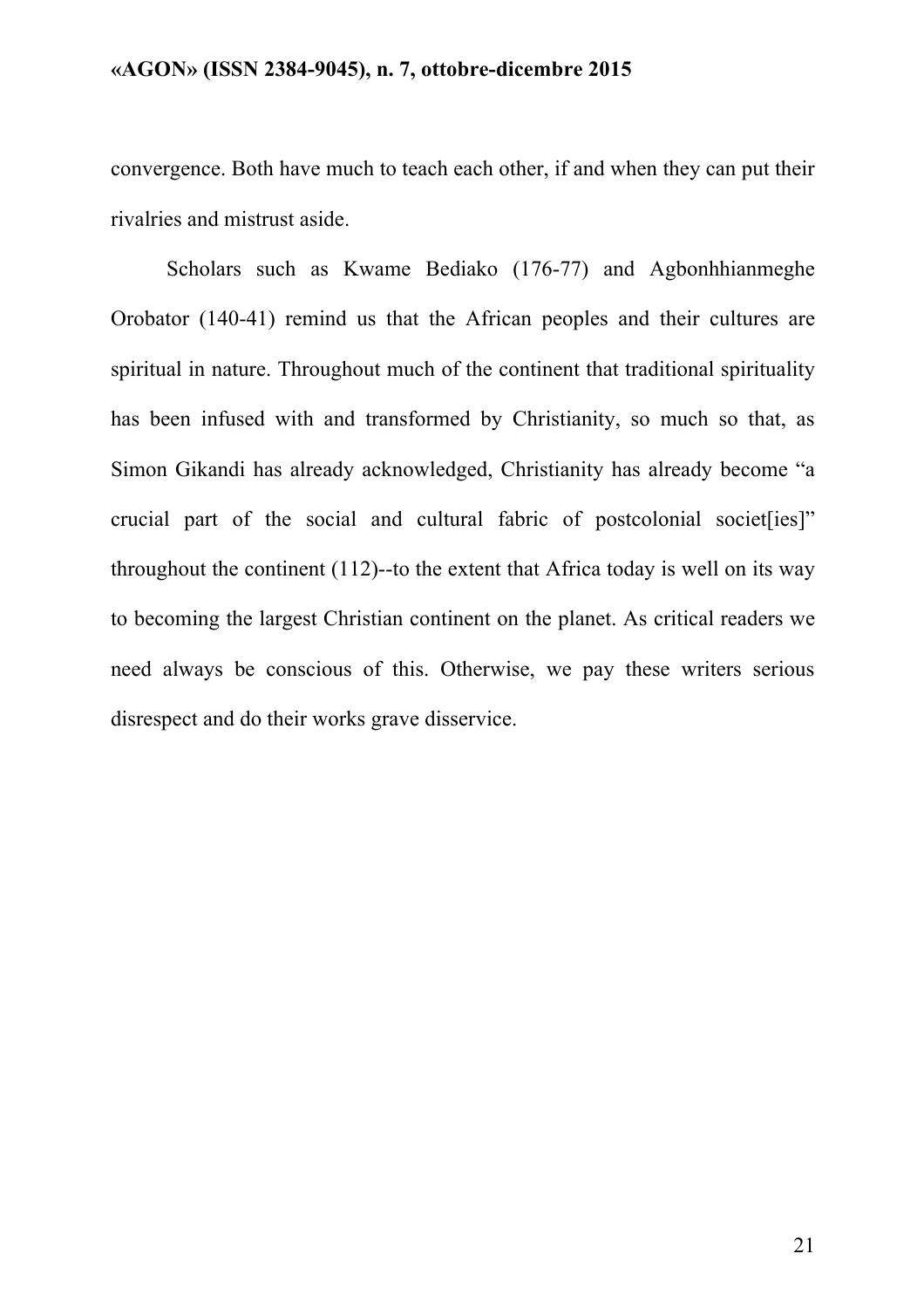convergence. Both have much to teach each other, if and when they can put their rivalries and mistrust aside.

Scholars such as Kwame Bediako (176-77) and Agbonhhianmeghe Orobator (140-41) remind us that the African peoples and their cultures are spiritual in nature. Throughout much of the continent that traditional spirituality has been infused with and transformed by Christianity, so much so that, as Simon Gikandi has already acknowledged, Christianity has already become "a crucial part of the social and cultural fabric of postcolonial societ[ies]" throughout the continent (112)--to the extent that Africa today is well on its way to becoming the largest Christian continent on the planet. As critical readers we need always be conscious of this. Otherwise, we pay these writers serious disrespect and do their works grave disservice.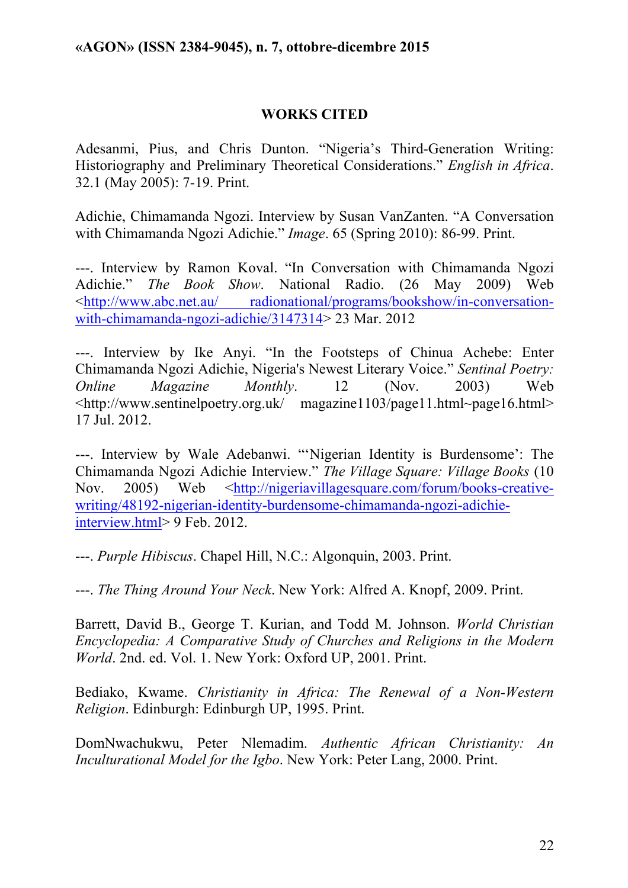## WORKS CITED

Adesanmi, Pius, and Chris Dunton. "Nigeria's Third-Generation Writing: Historiography and Preliminary Theoretical Considerations." *English in Africa*. 32.1 (May 2005): 7-19. Print.

Adichie, Chimamanda Ngozi. Interview by Susan VanZanten. "A Conversation with Chimamanda Ngozi Adichie." *Image*. 65 (Spring 2010): 86-99. Print.

---. Interview by Ramon Koval. "In Conversation with Chimamanda Ngozi Adichie." *The Book Show*. National Radio. (26 May 2009) Web <http://www.abc.net.au/ radionational/programs/bookshow/in-conversation-with-chimamanda-ngozi-adichie/3147314> 23 Mar. 2012

---. Interview by Ike Anyi. "In the Footsteps of Chinua Achebe: Enter Chimamanda Ngozi Adichie, Nigeria's Newest Literary Voice." *Sentinal Poetry: Online Magazine Monthly*. 12 (Nov. 2003) Web <http://www.sentinelpoetry.org.uk/ magazine1103/page11.html~page16.html> 17 Jul. 2012.

---. Interview by Wale Adebanwi. "'Nigerian Identity is Burdensome': The Chimamanda Ngozi Adichie Interview." *The Village Square: Village Books* (10 Nov. 2005) Web <http://nigeriavillagesquare.com/forum/books-creative-writing/48192-nigerian-identity-burdensome-chimamanda-ngozi-adichie-interview.html> 9 Feb. 2012.

---. *Purple Hibiscus*. Chapel Hill, N.C.: Algonquin, 2003. Print.

---. *The Thing Around Your Neck*. New York: Alfred A. Knopf, 2009. Print.

Barrett, David B., George T. Kurian, and Todd M. Johnson. *World Christian Encyclopedia: A Comparative Study of Churches and Religions in the Modern World*. 2nd. ed. Vol. 1. New York: Oxford UP, 2001. Print.

Bediako, Kwame. *Christianity in Africa: The Renewal of a Non-Western Religion*. Edinburgh: Edinburgh UP, 1995. Print.

DomNwachukwu, Peter Nlemadim. *Authentic African Christianity: An Inculturational Model for the Igbo*. New York: Peter Lang, 2000. Print.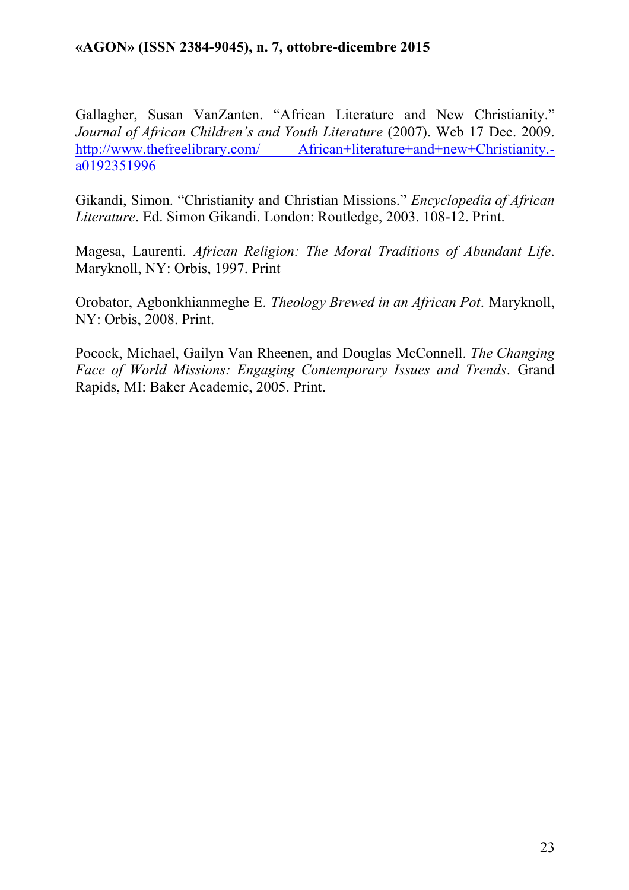Gallagher, Susan VanZanten. "African Literature and New Christianity." *Journal of African Children's and Youth Literature* (2007). Web 17 Dec. 2009. http://www.thefreelibrary.com/ African+literature+and+new+Christianity.-a0192351996

Gikandi, Simon. "Christianity and Christian Missions." *Encyclopedia of African Literature*. Ed. Simon Gikandi. London: Routledge, 2003. 108-12. Print.

Magesa, Laurenti. *African Religion: The Moral Traditions of Abundant Life*. Maryknoll, NY: Orbis, 1997. Print

Orobator, Agbonkhianmeghe E. *Theology Brewed in an African Pot*. Maryknoll, NY: Orbis, 2008. Print.

Pocock, Michael, Gailyn Van Rheenen, and Douglas McConnell. *The Changing Face of World Missions: Engaging Contemporary Issues and Trends*. Grand Rapids, MI: Baker Academic, 2005. Print.